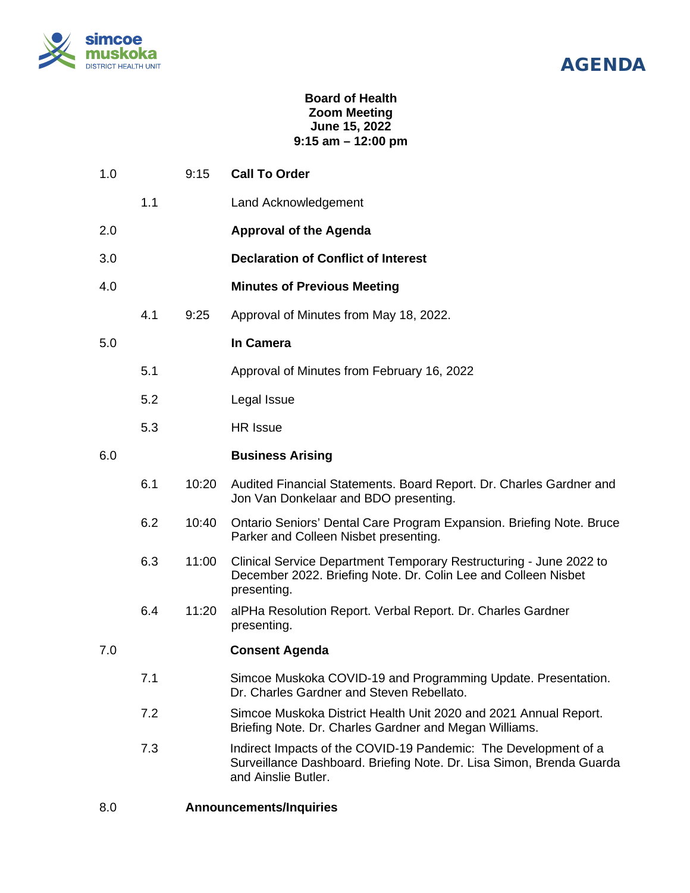simcoe muskoka DISTRICT HEALTH UNIT

# AGENDA

**Board of Health**
**Zoom Meeting**
**June 15, 2022**
**9:15 am – 12:00 pm**

| | | | |
|---|---|---|---|
| 1.0 | | 9:15 | **Call To Order** |
| | 1.1 | | Land Acknowledgement |
| 2.0 | | | **Approval of the Agenda** |
| 3.0 | | | **Declaration of Conflict of Interest** |
| 4.0 | | | **Minutes of Previous Meeting** |
| | 4.1 | 9:25 | Approval of Minutes from May 18, 2022. |
| 5.0 | | | **In Camera** |
| | 5.1 | | Approval of Minutes from February 16, 2022 |
| | 5.2 | | Legal Issue |
| | 5.3 | | HR Issue |
| 6.0 | | | **Business Arising** |
| | 6.1 | 10:20 | Audited Financial Statements. Board Report. Dr. Charles Gardner and Jon Van Donkelaar and BDO presenting. |
| | 6.2 | 10:40 | Ontario Seniors' Dental Care Program Expansion. Briefing Note. Bruce Parker and Colleen Nisbet presenting. |
| | 6.3 | 11:00 | Clinical Service Department Temporary Restructuring - June 2022 to December 2022. Briefing Note. Dr. Colin Lee and Colleen Nisbet presenting. |
| | 6.4 | 11:20 | alPHa Resolution Report. Verbal Report. Dr. Charles Gardner presenting. |
| 7.0 | | | **Consent Agenda** |
| | 7.1 | | Simcoe Muskoka COVID-19 and Programming Update. Presentation. Dr. Charles Gardner and Steven Rebellato. |
| | 7.2 | | Simcoe Muskoka District Health Unit 2020 and 2021 Annual Report. Briefing Note. Dr. Charles Gardner and Megan Williams. |
| | 7.3 | | Indirect Impacts of the COVID-19 Pandemic: The Development of a Surveillance Dashboard. Briefing Note. Dr. Lisa Simon, Brenda Guarda and Ainslie Butler. |
| 8.0 | | | **Announcements/Inquiries** |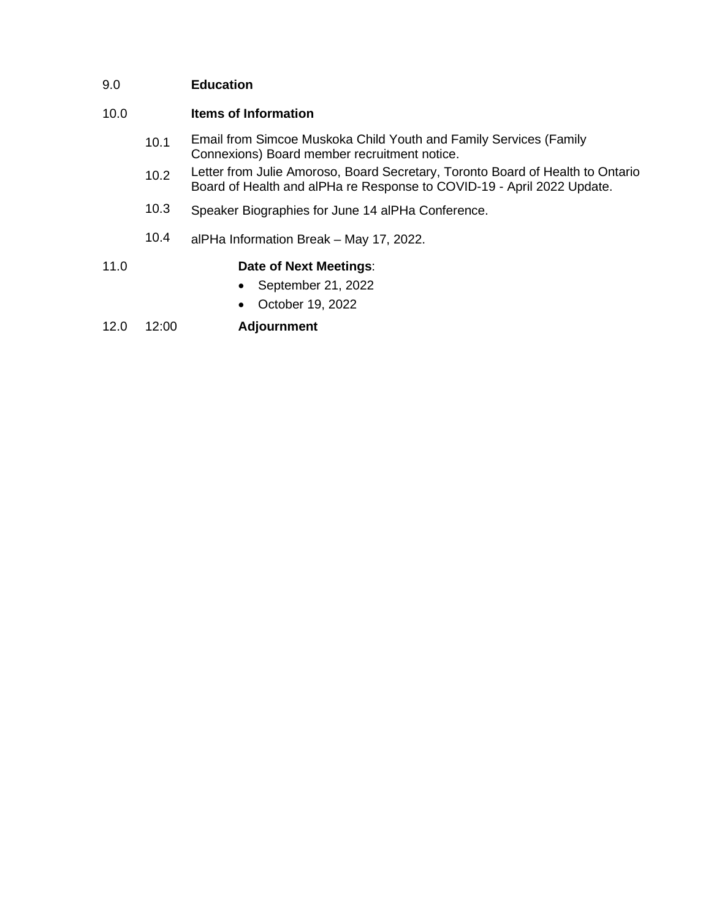9.0 **Education**

10.0 **Items of Information**

10.1 Email from Simcoe Muskoka Child Youth and Family Services (Family Connexions) Board member recruitment notice.

10.2 Letter from Julie Amoroso, Board Secretary, Toronto Board of Health to Ontario Board of Health and alPHa re Response to COVID-19 - April 2022 Update.

10.3 Speaker Biographies for June 14 alPHa Conference.

10.4 alPHa Information Break – May 17, 2022.

11.0 **Date of Next Meetings**:

- September 21, 2022
- October 19, 2022

12.0 12:00 **Adjournment**